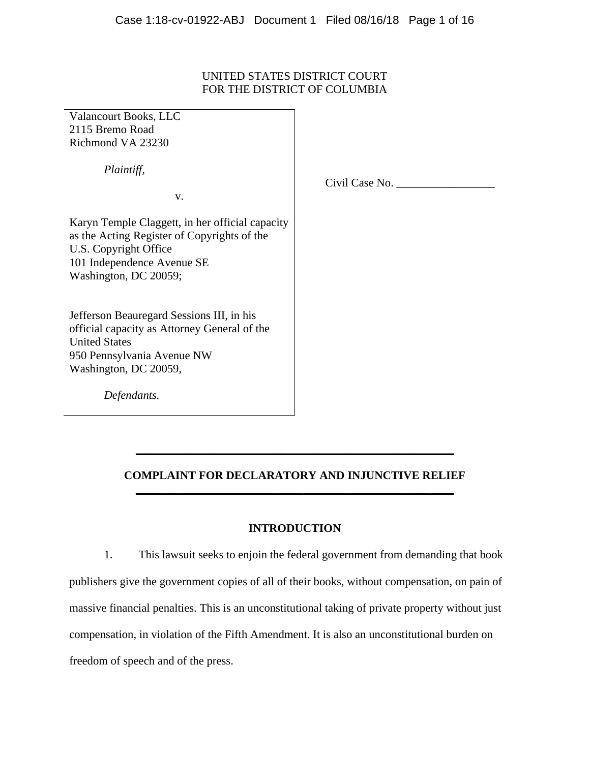UNITED STATES DISTRICT COURT
FOR THE DISTRICT OF COLUMBIA

Valancourt Books, LLC
2115 Bremo Road
Richmond VA 23230

*Plaintiff,*

v.

Karyn Temple Claggett, in her official capacity as the Acting Register of Copyrights of the U.S. Copyright Office
101 Independence Avenue SE
Washington, DC 20059;

Jefferson Beauregard Sessions III, in his official capacity as Attorney General of the United States
950 Pennsylvania Avenue NW
Washington, DC 20059,

*Defendants.*

Civil Case No. _________________

---

**COMPLAINT FOR DECLARATORY AND INJUNCTIVE RELIEF**

---

## INTRODUCTION

1. This lawsuit seeks to enjoin the federal government from demanding that book publishers give the government copies of all of their books, without compensation, on pain of massive financial penalties. This is an unconstitutional taking of private property without just compensation, in violation of the Fifth Amendment. It is also an unconstitutional burden on freedom of speech and of the press.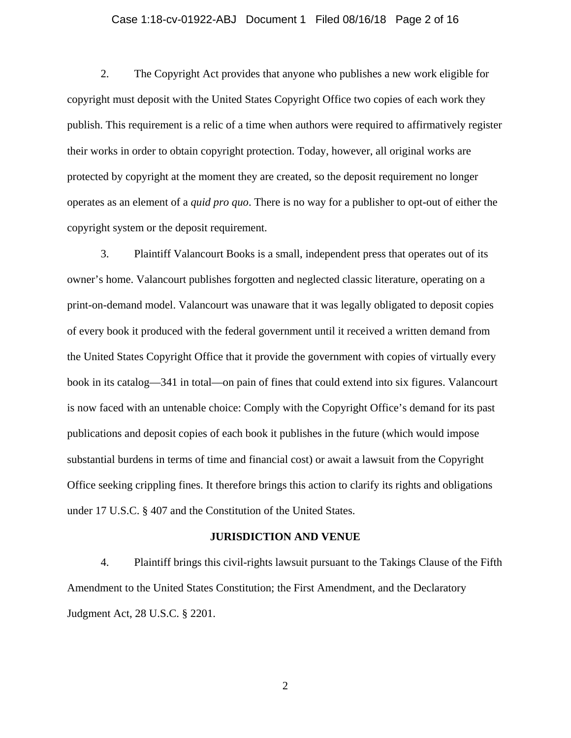2. The Copyright Act provides that anyone who publishes a new work eligible for copyright must deposit with the United States Copyright Office two copies of each work they publish. This requirement is a relic of a time when authors were required to affirmatively register their works in order to obtain copyright protection. Today, however, all original works are protected by copyright at the moment they are created, so the deposit requirement no longer operates as an element of a *quid pro quo*. There is no way for a publisher to opt-out of either the copyright system or the deposit requirement.

3. Plaintiff Valancourt Books is a small, independent press that operates out of its owner's home. Valancourt publishes forgotten and neglected classic literature, operating on a print-on-demand model. Valancourt was unaware that it was legally obligated to deposit copies of every book it produced with the federal government until it received a written demand from the United States Copyright Office that it provide the government with copies of virtually every book in its catalog—341 in total—on pain of fines that could extend into six figures. Valancourt is now faced with an untenable choice: Comply with the Copyright Office's demand for its past publications and deposit copies of each book it publishes in the future (which would impose substantial burdens in terms of time and financial cost) or await a lawsuit from the Copyright Office seeking crippling fines. It therefore brings this action to clarify its rights and obligations under 17 U.S.C. § 407 and the Constitution of the United States.

## JURISDICTION AND VENUE

4. Plaintiff brings this civil-rights lawsuit pursuant to the Takings Clause of the Fifth Amendment to the United States Constitution; the First Amendment, and the Declaratory Judgment Act, 28 U.S.C. § 2201.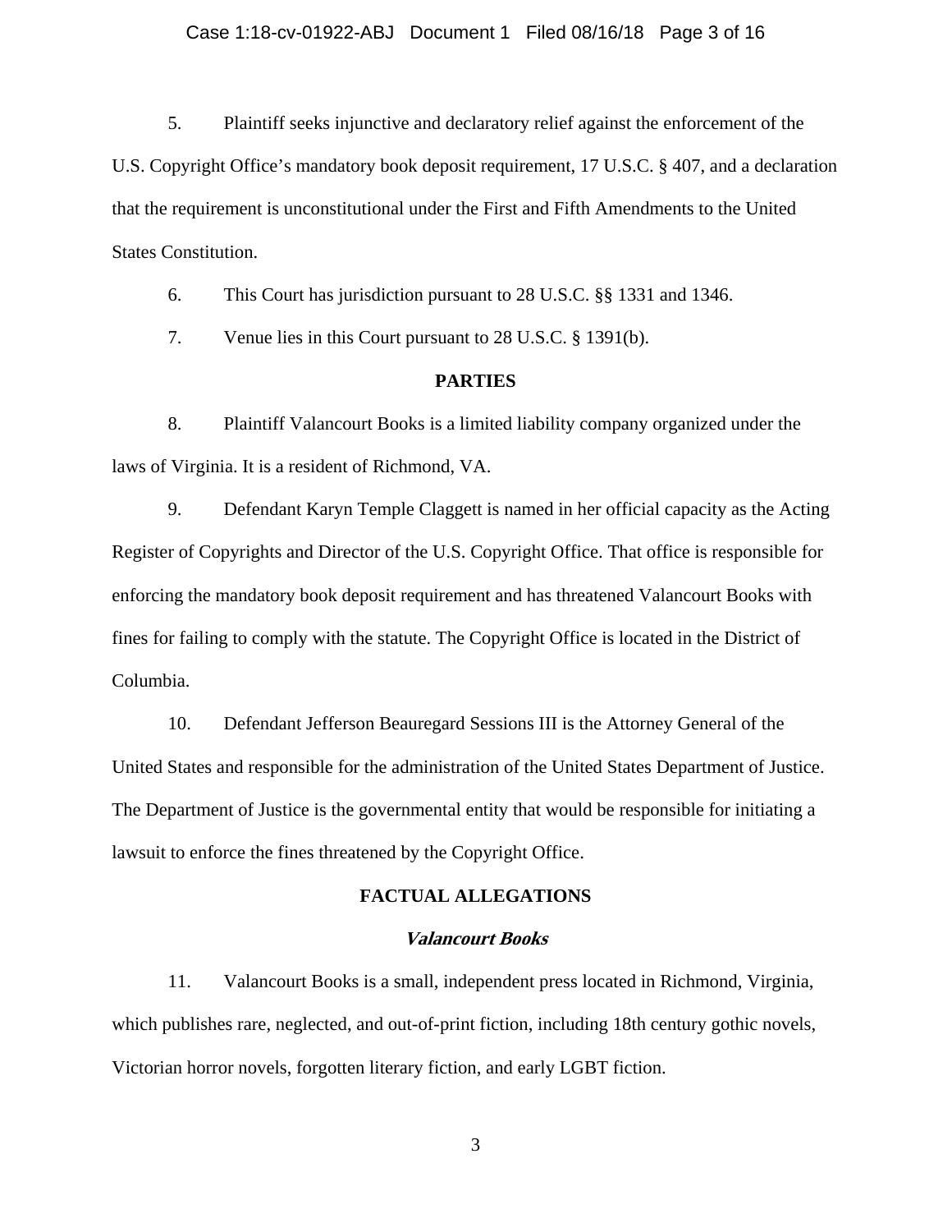5. Plaintiff seeks injunctive and declaratory relief against the enforcement of the U.S. Copyright Office's mandatory book deposit requirement, 17 U.S.C. § 407, and a declaration that the requirement is unconstitutional under the First and Fifth Amendments to the United States Constitution.

6. This Court has jurisdiction pursuant to 28 U.S.C. §§ 1331 and 1346.

7. Venue lies in this Court pursuant to 28 U.S.C. § 1391(b).

## PARTIES

8. Plaintiff Valancourt Books is a limited liability company organized under the laws of Virginia. It is a resident of Richmond, VA.

9. Defendant Karyn Temple Claggett is named in her official capacity as the Acting Register of Copyrights and Director of the U.S. Copyright Office. That office is responsible for enforcing the mandatory book deposit requirement and has threatened Valancourt Books with fines for failing to comply with the statute. The Copyright Office is located in the District of Columbia.

10. Defendant Jefferson Beauregard Sessions III is the Attorney General of the United States and responsible for the administration of the United States Department of Justice. The Department of Justice is the governmental entity that would be responsible for initiating a lawsuit to enforce the fines threatened by the Copyright Office.

## FACTUAL ALLEGATIONS

### *Valancourt Books*

11. Valancourt Books is a small, independent press located in Richmond, Virginia, which publishes rare, neglected, and out-of-print fiction, including 18th century gothic novels, Victorian horror novels, forgotten literary fiction, and early LGBT fiction.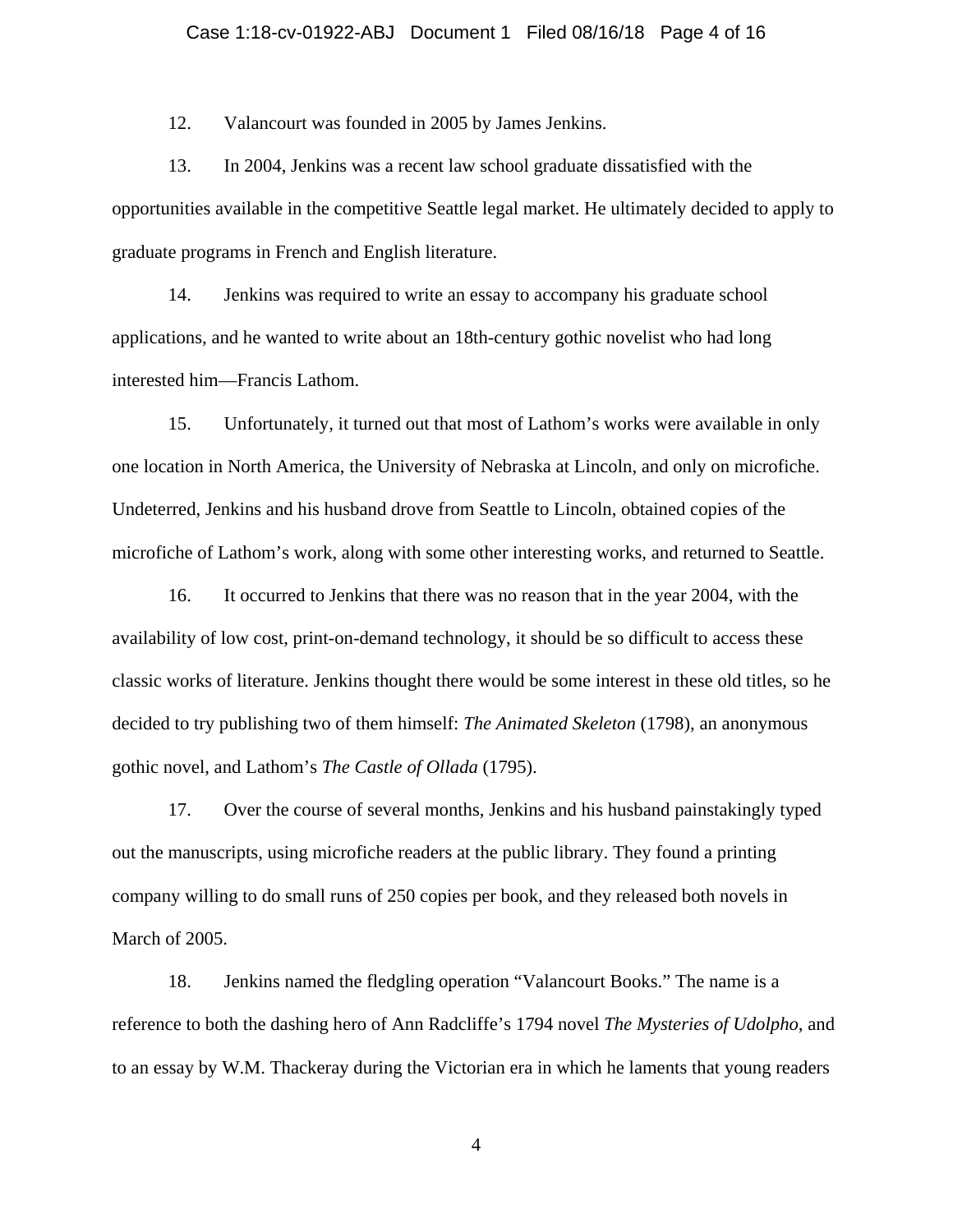12. Valancourt was founded in 2005 by James Jenkins.

13. In 2004, Jenkins was a recent law school graduate dissatisfied with the opportunities available in the competitive Seattle legal market. He ultimately decided to apply to graduate programs in French and English literature.

14. Jenkins was required to write an essay to accompany his graduate school applications, and he wanted to write about an 18th-century gothic novelist who had long interested him—Francis Lathom.

15. Unfortunately, it turned out that most of Lathom's works were available in only one location in North America, the University of Nebraska at Lincoln, and only on microfiche. Undeterred, Jenkins and his husband drove from Seattle to Lincoln, obtained copies of the microfiche of Lathom's work, along with some other interesting works, and returned to Seattle.

16. It occurred to Jenkins that there was no reason that in the year 2004, with the availability of low cost, print-on-demand technology, it should be so difficult to access these classic works of literature. Jenkins thought there would be some interest in these old titles, so he decided to try publishing two of them himself: *The Animated Skeleton* (1798), an anonymous gothic novel, and Lathom's *The Castle of Ollada* (1795).

17. Over the course of several months, Jenkins and his husband painstakingly typed out the manuscripts, using microfiche readers at the public library. They found a printing company willing to do small runs of 250 copies per book, and they released both novels in March of 2005.

18. Jenkins named the fledgling operation "Valancourt Books." The name is a reference to both the dashing hero of Ann Radcliffe's 1794 novel *The Mysteries of Udolpho*, and to an essay by W.M. Thackeray during the Victorian era in which he laments that young readers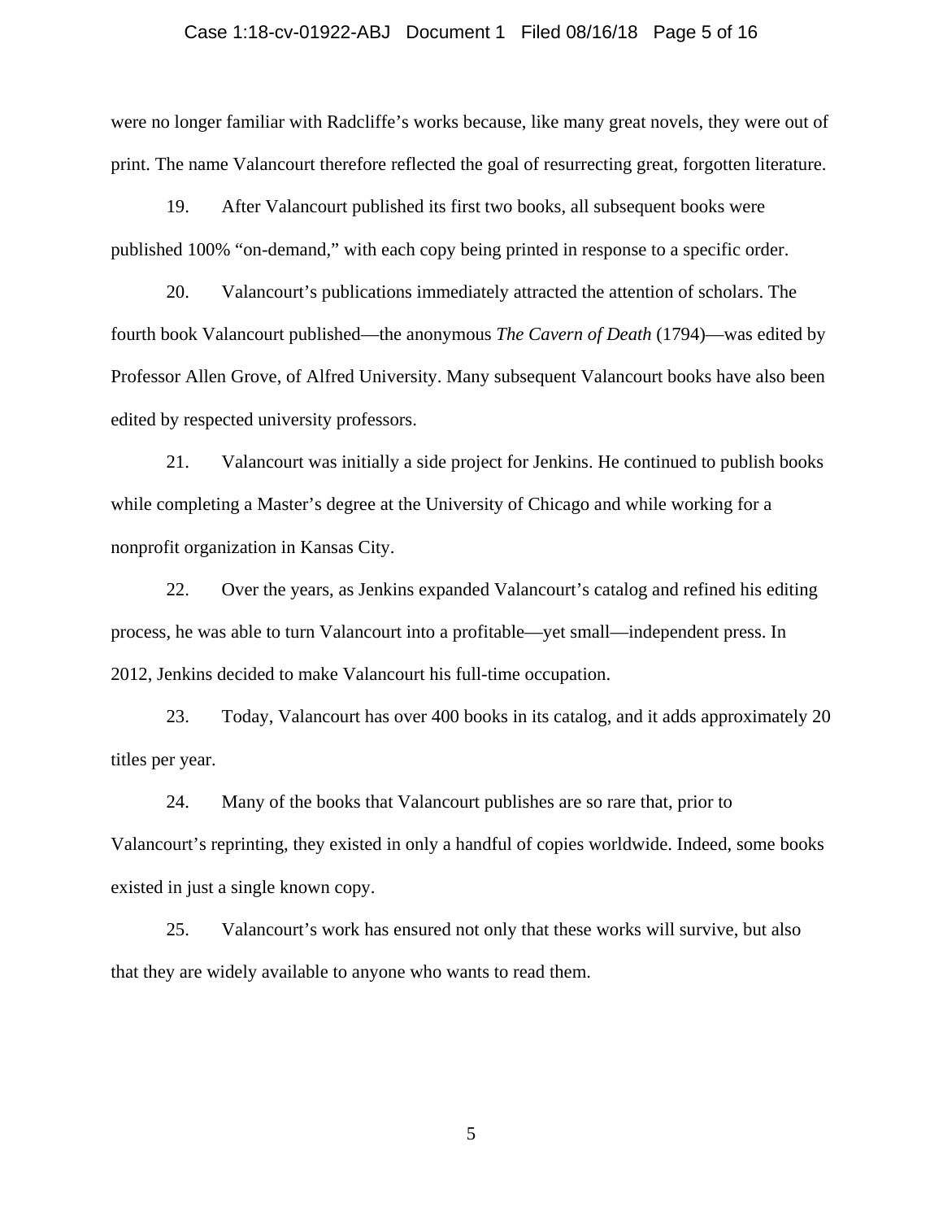were no longer familiar with Radcliffe's works because, like many great novels, they were out of print. The name Valancourt therefore reflected the goal of resurrecting great, forgotten literature.

19. After Valancourt published its first two books, all subsequent books were published 100% "on-demand," with each copy being printed in response to a specific order.

20. Valancourt's publications immediately attracted the attention of scholars. The fourth book Valancourt published—the anonymous *The Cavern of Death* (1794)—was edited by Professor Allen Grove, of Alfred University. Many subsequent Valancourt books have also been edited by respected university professors.

21. Valancourt was initially a side project for Jenkins. He continued to publish books while completing a Master's degree at the University of Chicago and while working for a nonprofit organization in Kansas City.

22. Over the years, as Jenkins expanded Valancourt's catalog and refined his editing process, he was able to turn Valancourt into a profitable—yet small—independent press. In 2012, Jenkins decided to make Valancourt his full-time occupation.

23. Today, Valancourt has over 400 books in its catalog, and it adds approximately 20 titles per year.

24. Many of the books that Valancourt publishes are so rare that, prior to Valancourt's reprinting, they existed in only a handful of copies worldwide. Indeed, some books existed in just a single known copy.

25. Valancourt's work has ensured not only that these works will survive, but also that they are widely available to anyone who wants to read them.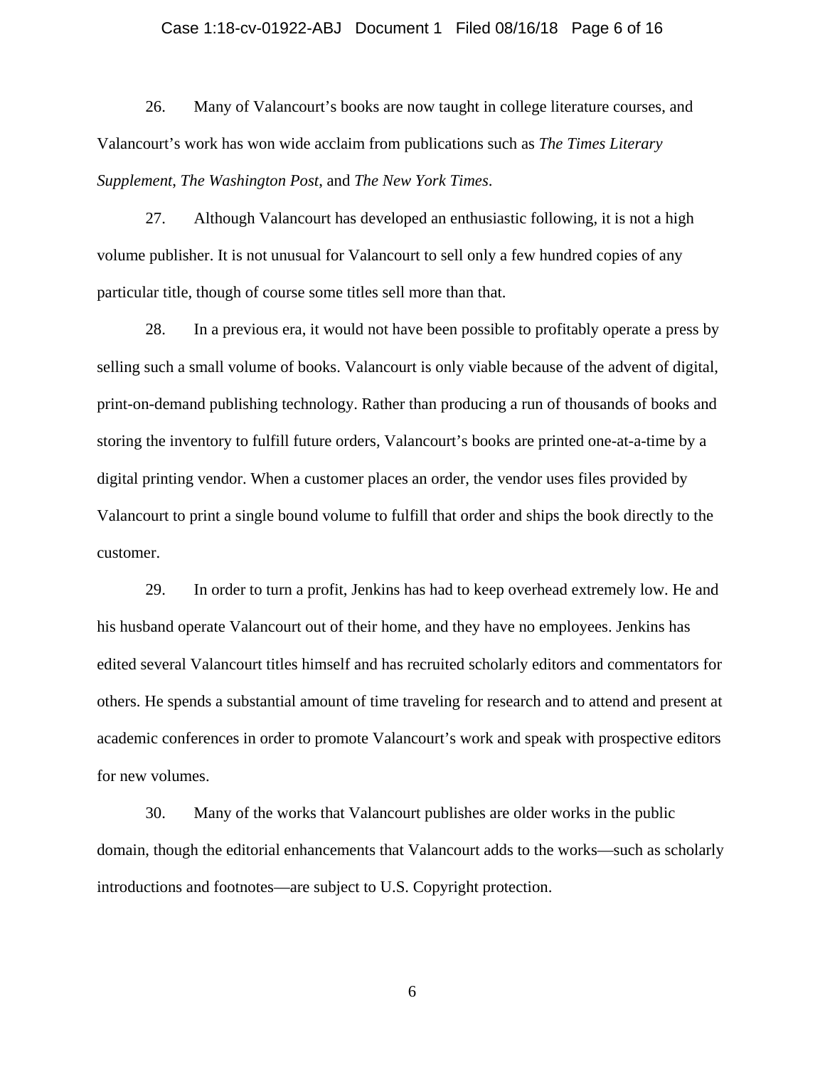26. Many of Valancourt's books are now taught in college literature courses, and Valancourt's work has won wide acclaim from publications such as *The Times Literary Supplement*, *The Washington Post*, and *The New York Times*.

27. Although Valancourt has developed an enthusiastic following, it is not a high volume publisher. It is not unusual for Valancourt to sell only a few hundred copies of any particular title, though of course some titles sell more than that.

28. In a previous era, it would not have been possible to profitably operate a press by selling such a small volume of books. Valancourt is only viable because of the advent of digital, print-on-demand publishing technology. Rather than producing a run of thousands of books and storing the inventory to fulfill future orders, Valancourt's books are printed one-at-a-time by a digital printing vendor. When a customer places an order, the vendor uses files provided by Valancourt to print a single bound volume to fulfill that order and ships the book directly to the customer.

29. In order to turn a profit, Jenkins has had to keep overhead extremely low. He and his husband operate Valancourt out of their home, and they have no employees. Jenkins has edited several Valancourt titles himself and has recruited scholarly editors and commentators for others. He spends a substantial amount of time traveling for research and to attend and present at academic conferences in order to promote Valancourt's work and speak with prospective editors for new volumes.

30. Many of the works that Valancourt publishes are older works in the public domain, though the editorial enhancements that Valancourt adds to the works—such as scholarly introductions and footnotes—are subject to U.S. Copyright protection.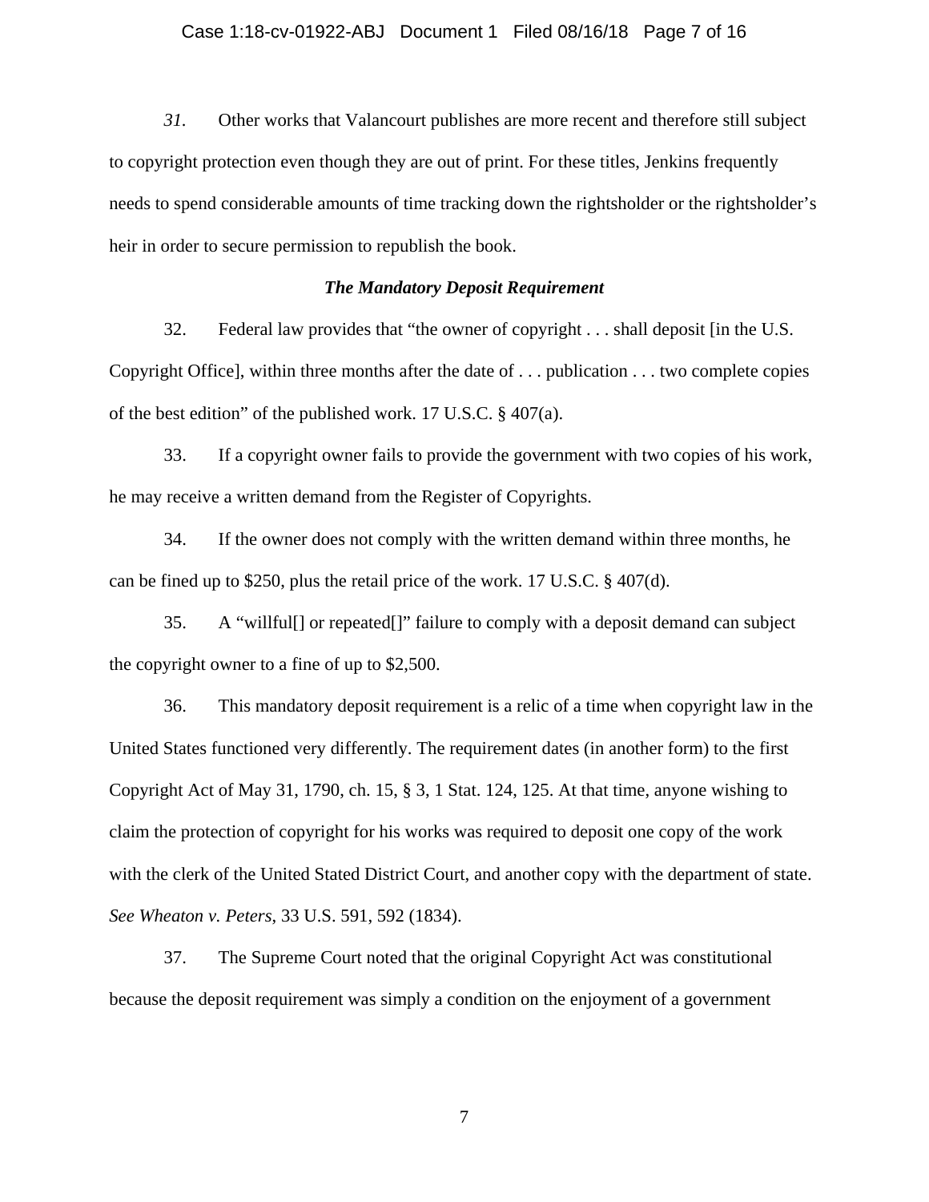*31*. Other works that Valancourt publishes are more recent and therefore still subject to copyright protection even though they are out of print. For these titles, Jenkins frequently needs to spend considerable amounts of time tracking down the rightsholder or the rightsholder's heir in order to secure permission to republish the book.

### *The Mandatory Deposit Requirement*

32. Federal law provides that "the owner of copyright . . . shall deposit [in the U.S. Copyright Office], within three months after the date of . . . publication . . . two complete copies of the best edition" of the published work. 17 U.S.C. § 407(a).

33. If a copyright owner fails to provide the government with two copies of his work, he may receive a written demand from the Register of Copyrights.

34. If the owner does not comply with the written demand within three months, he can be fined up to $250, plus the retail price of the work. 17 U.S.C. § 407(d).

35. A "willful[] or repeated[]" failure to comply with a deposit demand can subject the copyright owner to a fine of up to $2,500.

36. This mandatory deposit requirement is a relic of a time when copyright law in the United States functioned very differently. The requirement dates (in another form) to the first Copyright Act of May 31, 1790, ch. 15, § 3, 1 Stat. 124, 125. At that time, anyone wishing to claim the protection of copyright for his works was required to deposit one copy of the work with the clerk of the United Stated District Court, and another copy with the department of state. *See Wheaton v. Peters*, 33 U.S. 591, 592 (1834).

37. The Supreme Court noted that the original Copyright Act was constitutional because the deposit requirement was simply a condition on the enjoyment of a government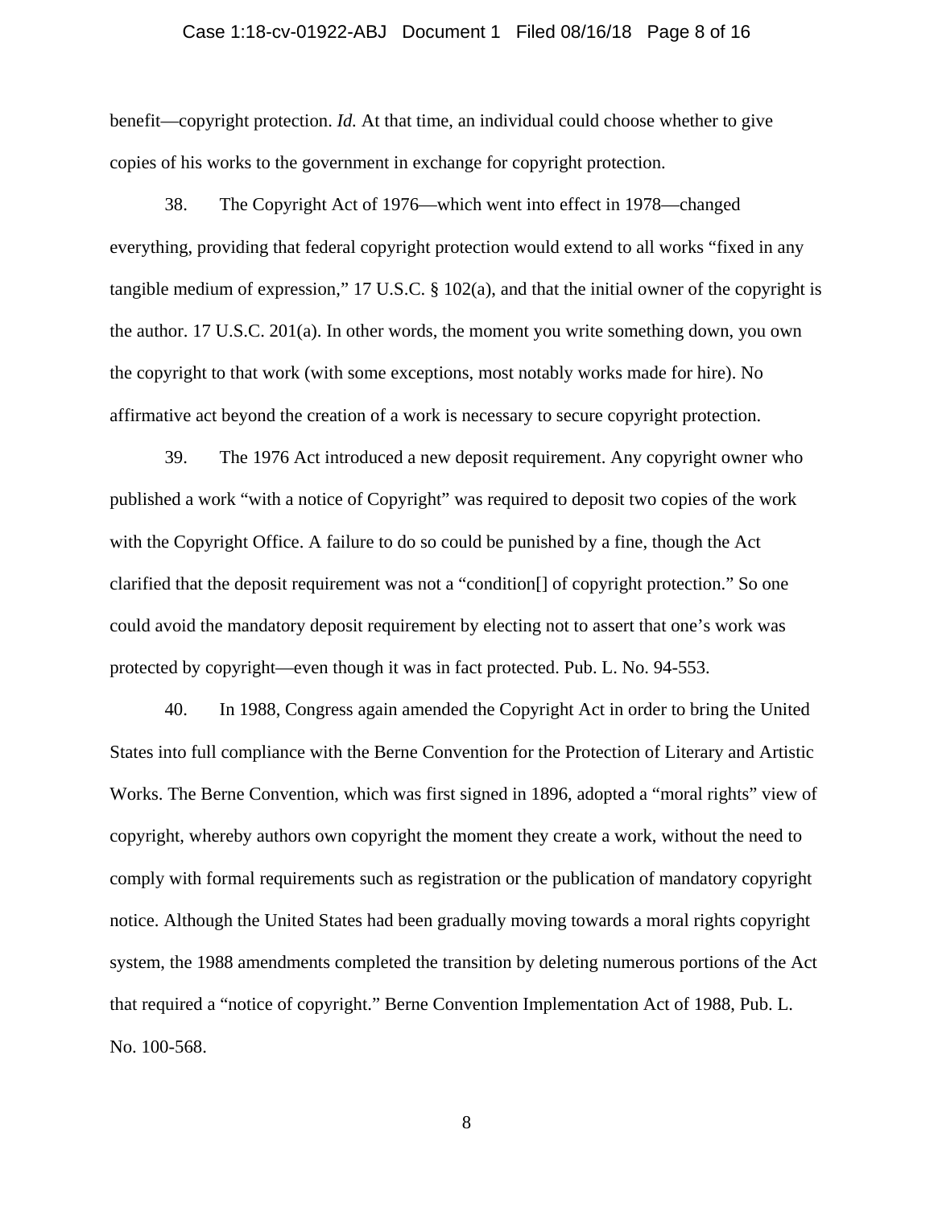benefit—copyright protection. *Id.* At that time, an individual could choose whether to give copies of his works to the government in exchange for copyright protection.

38. The Copyright Act of 1976—which went into effect in 1978—changed everything, providing that federal copyright protection would extend to all works "fixed in any tangible medium of expression," 17 U.S.C. § 102(a), and that the initial owner of the copyright is the author. 17 U.S.C. 201(a). In other words, the moment you write something down, you own the copyright to that work (with some exceptions, most notably works made for hire). No affirmative act beyond the creation of a work is necessary to secure copyright protection.

39. The 1976 Act introduced a new deposit requirement. Any copyright owner who published a work "with a notice of Copyright" was required to deposit two copies of the work with the Copyright Office. A failure to do so could be punished by a fine, though the Act clarified that the deposit requirement was not a "condition[] of copyright protection." So one could avoid the mandatory deposit requirement by electing not to assert that one's work was protected by copyright—even though it was in fact protected. Pub. L. No. 94-553.

40. In 1988, Congress again amended the Copyright Act in order to bring the United States into full compliance with the Berne Convention for the Protection of Literary and Artistic Works. The Berne Convention, which was first signed in 1896, adopted a "moral rights" view of copyright, whereby authors own copyright the moment they create a work, without the need to comply with formal requirements such as registration or the publication of mandatory copyright notice. Although the United States had been gradually moving towards a moral rights copyright system, the 1988 amendments completed the transition by deleting numerous portions of the Act that required a "notice of copyright." Berne Convention Implementation Act of 1988, Pub. L. No. 100-568.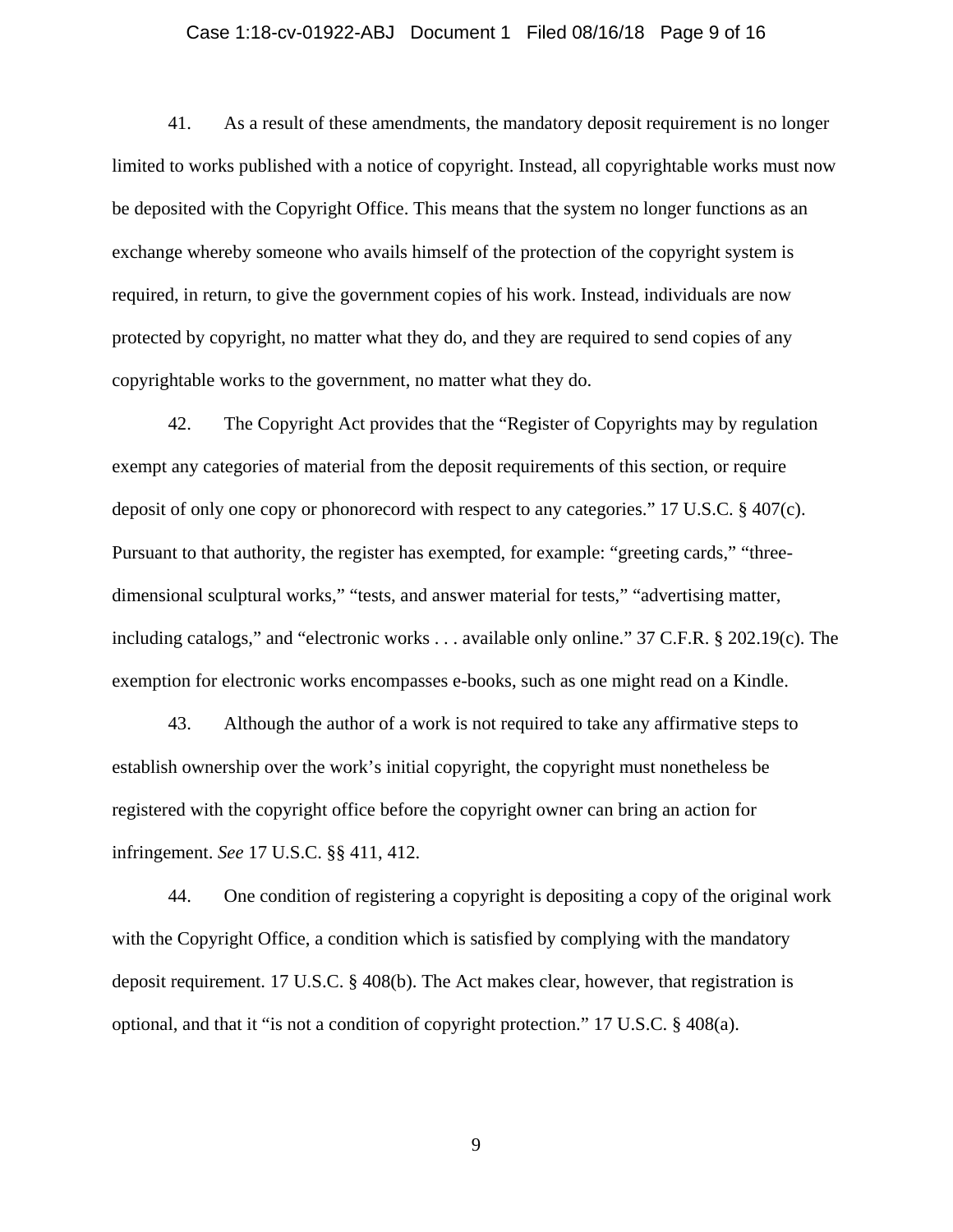41. As a result of these amendments, the mandatory deposit requirement is no longer limited to works published with a notice of copyright. Instead, all copyrightable works must now be deposited with the Copyright Office. This means that the system no longer functions as an exchange whereby someone who avails himself of the protection of the copyright system is required, in return, to give the government copies of his work. Instead, individuals are now protected by copyright, no matter what they do, and they are required to send copies of any copyrightable works to the government, no matter what they do.

42. The Copyright Act provides that the "Register of Copyrights may by regulation exempt any categories of material from the deposit requirements of this section, or require deposit of only one copy or phonorecord with respect to any categories." 17 U.S.C. § 407(c). Pursuant to that authority, the register has exempted, for example: "greeting cards," "three-dimensional sculptural works," "tests, and answer material for tests," "advertising matter, including catalogs," and "electronic works . . . available only online." 37 C.F.R. § 202.19(c). The exemption for electronic works encompasses e-books, such as one might read on a Kindle.

43. Although the author of a work is not required to take any affirmative steps to establish ownership over the work's initial copyright, the copyright must nonetheless be registered with the copyright office before the copyright owner can bring an action for infringement. *See* 17 U.S.C. §§ 411, 412.

44. One condition of registering a copyright is depositing a copy of the original work with the Copyright Office, a condition which is satisfied by complying with the mandatory deposit requirement. 17 U.S.C. § 408(b). The Act makes clear, however, that registration is optional, and that it "is not a condition of copyright protection." 17 U.S.C. § 408(a).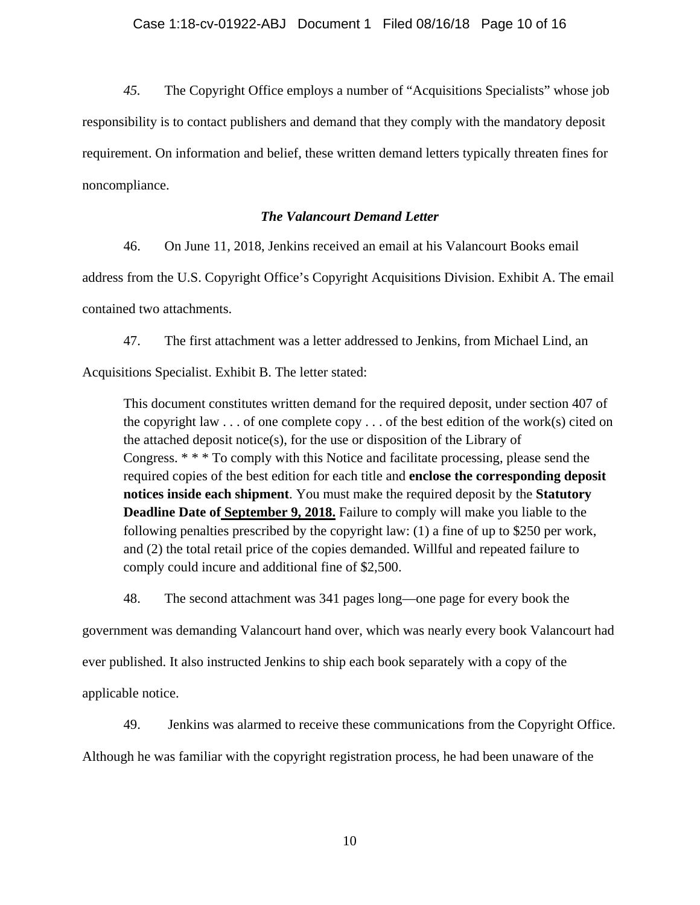*45.* The Copyright Office employs a number of "Acquisitions Specialists" whose job responsibility is to contact publishers and demand that they comply with the mandatory deposit requirement. On information and belief, these written demand letters typically threaten fines for noncompliance.

### *The Valancourt Demand Letter*

46. On June 11, 2018, Jenkins received an email at his Valancourt Books email address from the U.S. Copyright Office's Copyright Acquisitions Division. Exhibit A. The email contained two attachments.

47. The first attachment was a letter addressed to Jenkins, from Michael Lind, an Acquisitions Specialist. Exhibit B. The letter stated:

> This document constitutes written demand for the required deposit, under section 407 of the copyright law . . . of one complete copy . . . of the best edition of the work(s) cited on the attached deposit notice(s), for the use or disposition of the Library of Congress. * * * To comply with this Notice and facilitate processing, please send the required copies of the best edition for each title and **enclose the corresponding deposit notices inside each shipment**. You must make the required deposit by the **Statutory Deadline Date of September 9, 2018.** Failure to comply will make you liable to the following penalties prescribed by the copyright law: (1) a fine of up to $250 per work, and (2) the total retail price of the copies demanded. Willful and repeated failure to comply could incure and additional fine of $2,500.

48. The second attachment was 341 pages long—one page for every book the government was demanding Valancourt hand over, which was nearly every book Valancourt had ever published. It also instructed Jenkins to ship each book separately with a copy of the applicable notice.

49. Jenkins was alarmed to receive these communications from the Copyright Office. Although he was familiar with the copyright registration process, he had been unaware of the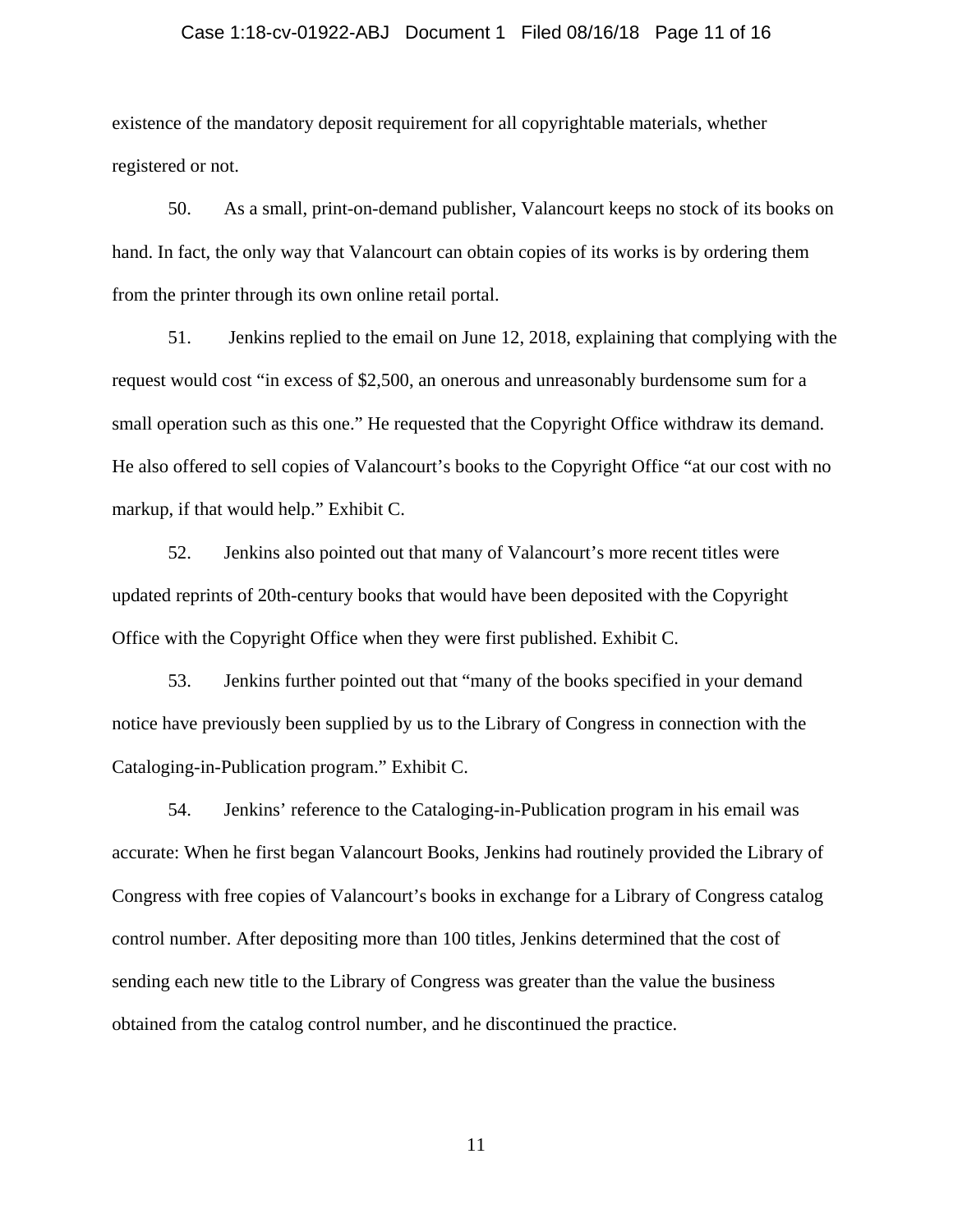existence of the mandatory deposit requirement for all copyrightable materials, whether registered or not.

50. As a small, print-on-demand publisher, Valancourt keeps no stock of its books on hand. In fact, the only way that Valancourt can obtain copies of its works is by ordering them from the printer through its own online retail portal.

51. Jenkins replied to the email on June 12, 2018, explaining that complying with the request would cost "in excess of $2,500, an onerous and unreasonably burdensome sum for a small operation such as this one." He requested that the Copyright Office withdraw its demand. He also offered to sell copies of Valancourt's books to the Copyright Office "at our cost with no markup, if that would help." Exhibit C.

52. Jenkins also pointed out that many of Valancourt's more recent titles were updated reprints of 20th-century books that would have been deposited with the Copyright Office with the Copyright Office when they were first published. Exhibit C.

53. Jenkins further pointed out that "many of the books specified in your demand notice have previously been supplied by us to the Library of Congress in connection with the Cataloging-in-Publication program." Exhibit C.

54. Jenkins' reference to the Cataloging-in-Publication program in his email was accurate: When he first began Valancourt Books, Jenkins had routinely provided the Library of Congress with free copies of Valancourt's books in exchange for a Library of Congress catalog control number. After depositing more than 100 titles, Jenkins determined that the cost of sending each new title to the Library of Congress was greater than the value the business obtained from the catalog control number, and he discontinued the practice.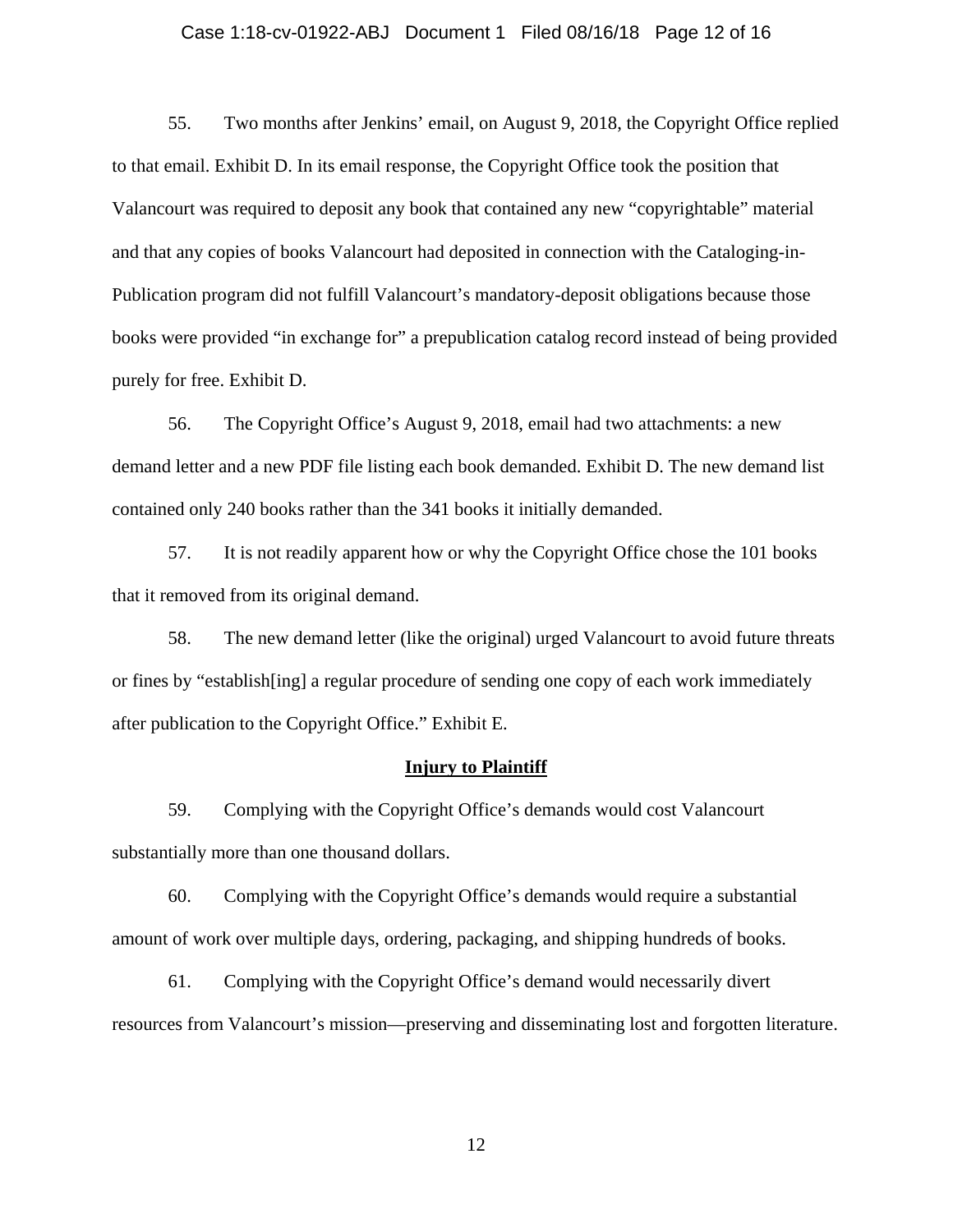55. Two months after Jenkins' email, on August 9, 2018, the Copyright Office replied to that email. Exhibit D. In its email response, the Copyright Office took the position that Valancourt was required to deposit any book that contained any new "copyrightable" material and that any copies of books Valancourt had deposited in connection with the Cataloging-in-Publication program did not fulfill Valancourt's mandatory-deposit obligations because those books were provided "in exchange for" a prepublication catalog record instead of being provided purely for free. Exhibit D.

56. The Copyright Office's August 9, 2018, email had two attachments: a new demand letter and a new PDF file listing each book demanded. Exhibit D. The new demand list contained only 240 books rather than the 341 books it initially demanded.

57. It is not readily apparent how or why the Copyright Office chose the 101 books that it removed from its original demand.

58. The new demand letter (like the original) urged Valancourt to avoid future threats or fines by "establish[ing] a regular procedure of sending one copy of each work immediately after publication to the Copyright Office." Exhibit E.

**Injury to Plaintiff**

59. Complying with the Copyright Office's demands would cost Valancourt substantially more than one thousand dollars.

60. Complying with the Copyright Office's demands would require a substantial amount of work over multiple days, ordering, packaging, and shipping hundreds of books.

61. Complying with the Copyright Office's demand would necessarily divert resources from Valancourt's mission—preserving and disseminating lost and forgotten literature.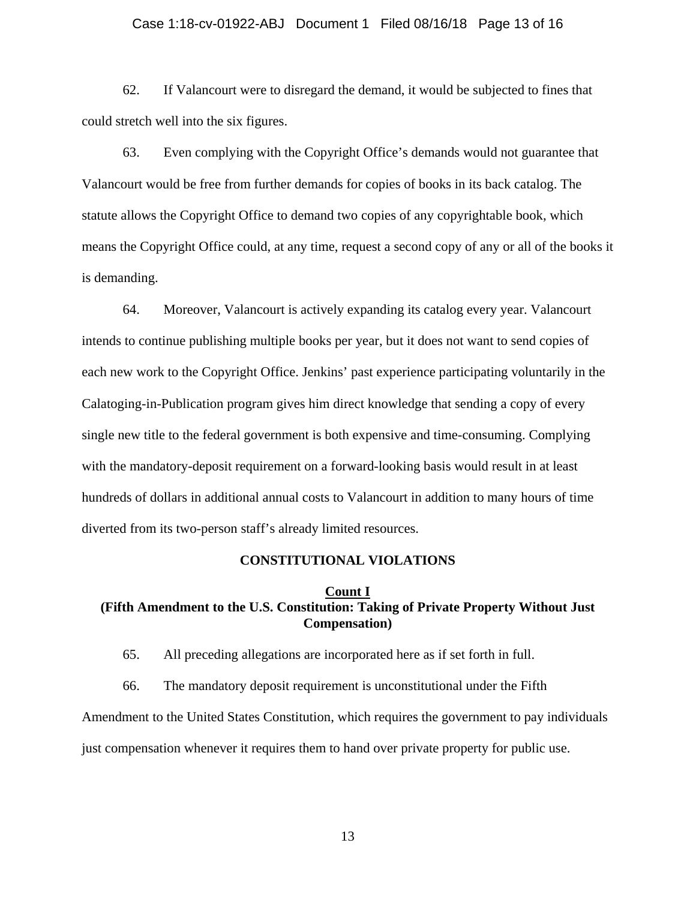62. If Valancourt were to disregard the demand, it would be subjected to fines that could stretch well into the six figures.

63. Even complying with the Copyright Office's demands would not guarantee that Valancourt would be free from further demands for copies of books in its back catalog. The statute allows the Copyright Office to demand two copies of any copyrightable book, which means the Copyright Office could, at any time, request a second copy of any or all of the books it is demanding.

64. Moreover, Valancourt is actively expanding its catalog every year. Valancourt intends to continue publishing multiple books per year, but it does not want to send copies of each new work to the Copyright Office. Jenkins' past experience participating voluntarily in the Calatoging-in-Publication program gives him direct knowledge that sending a copy of every single new title to the federal government is both expensive and time-consuming. Complying with the mandatory-deposit requirement on a forward-looking basis would result in at least hundreds of dollars in additional annual costs to Valancourt in addition to many hours of time diverted from its two-person staff's already limited resources.

## CONSTITUTIONAL VIOLATIONS

### Count I
### (Fifth Amendment to the U.S. Constitution: Taking of Private Property Without Just Compensation)

65. All preceding allegations are incorporated here as if set forth in full.

66. The mandatory deposit requirement is unconstitutional under the Fifth Amendment to the United States Constitution, which requires the government to pay individuals just compensation whenever it requires them to hand over private property for public use.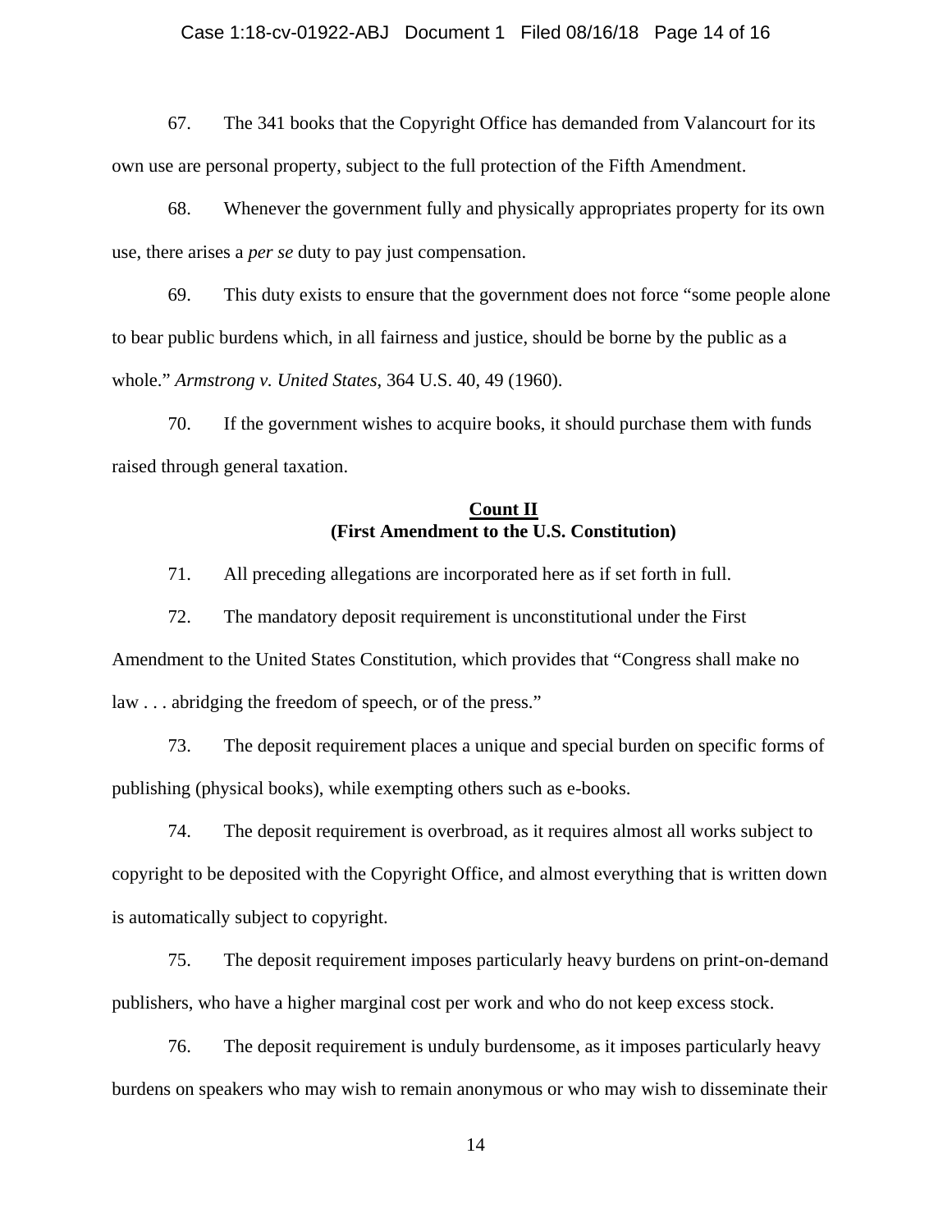67. The 341 books that the Copyright Office has demanded from Valancourt for its own use are personal property, subject to the full protection of the Fifth Amendment.

68. Whenever the government fully and physically appropriates property for its own use, there arises a *per se* duty to pay just compensation.

69. This duty exists to ensure that the government does not force "some people alone to bear public burdens which, in all fairness and justice, should be borne by the public as a whole." *Armstrong v. United States*, 364 U.S. 40, 49 (1960).

70. If the government wishes to acquire books, it should purchase them with funds raised through general taxation.

**Count II**
**(First Amendment to the U.S. Constitution)**

71. All preceding allegations are incorporated here as if set forth in full.

72. The mandatory deposit requirement is unconstitutional under the First Amendment to the United States Constitution, which provides that "Congress shall make no law . . . abridging the freedom of speech, or of the press."

73. The deposit requirement places a unique and special burden on specific forms of publishing (physical books), while exempting others such as e-books.

74. The deposit requirement is overbroad, as it requires almost all works subject to copyright to be deposited with the Copyright Office, and almost everything that is written down is automatically subject to copyright.

75. The deposit requirement imposes particularly heavy burdens on print-on-demand publishers, who have a higher marginal cost per work and who do not keep excess stock.

76. The deposit requirement is unduly burdensome, as it imposes particularly heavy burdens on speakers who may wish to remain anonymous or who may wish to disseminate their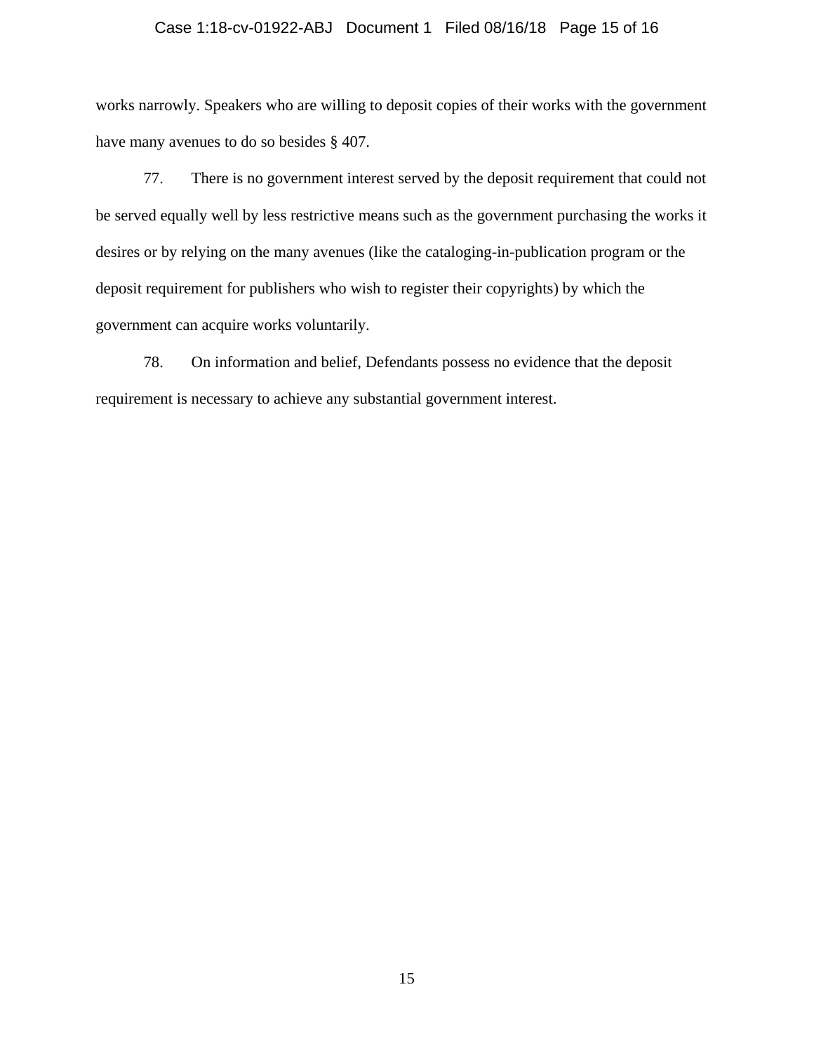works narrowly. Speakers who are willing to deposit copies of their works with the government have many avenues to do so besides § 407.

77. There is no government interest served by the deposit requirement that could not be served equally well by less restrictive means such as the government purchasing the works it desires or by relying on the many avenues (like the cataloging-in-publication program or the deposit requirement for publishers who wish to register their copyrights) by which the government can acquire works voluntarily.

78. On information and belief, Defendants possess no evidence that the deposit requirement is necessary to achieve any substantial government interest.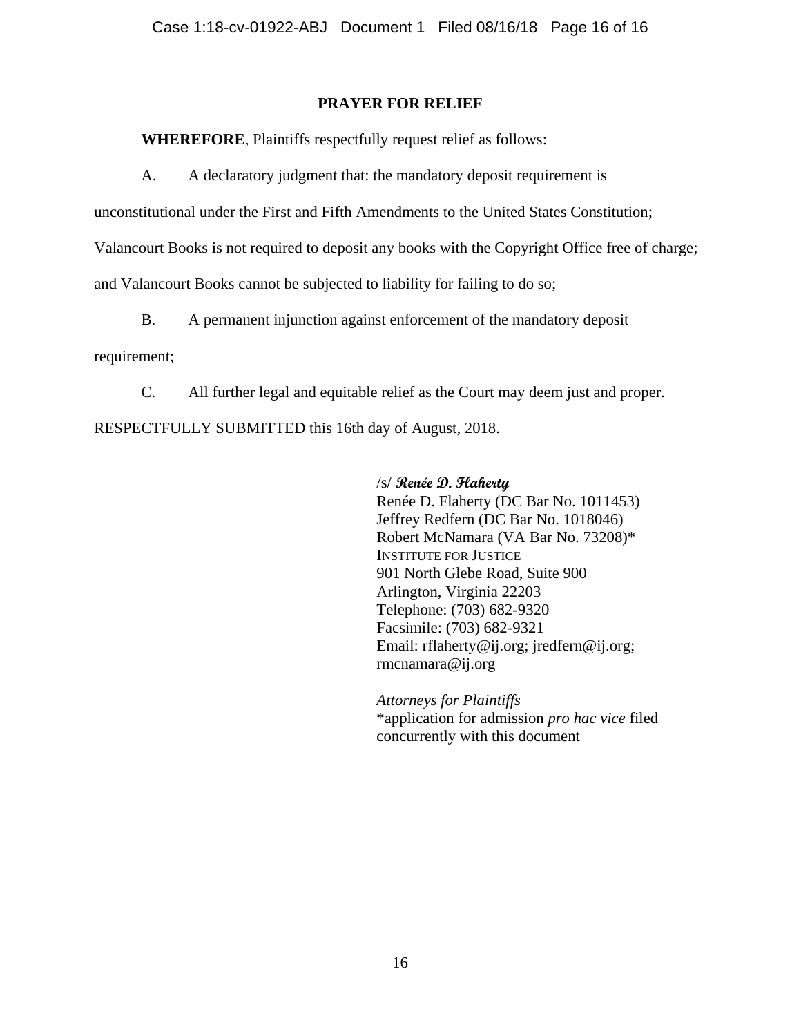## PRAYER FOR RELIEF

**WHEREFORE**, Plaintiffs respectfully request relief as follows:

A. A declaratory judgment that: the mandatory deposit requirement is unconstitutional under the First and Fifth Amendments to the United States Constitution; Valancourt Books is not required to deposit any books with the Copyright Office free of charge; and Valancourt Books cannot be subjected to liability for failing to do so;

B. A permanent injunction against enforcement of the mandatory deposit requirement;

C. All further legal and equitable relief as the Court may deem just and proper.

RESPECTFULLY SUBMITTED this 16th day of August, 2018.

/s/ *Renée D. Flaherty*
Renée D. Flaherty (DC Bar No. 1011453)
Jeffrey Redfern (DC Bar No. 1018046)
Robert McNamara (VA Bar No. 73208)*
INSTITUTE FOR JUSTICE
901 North Glebe Road, Suite 900
Arlington, Virginia 22203
Telephone: (703) 682-9320
Facsimile: (703) 682-9321
Email: rflaherty@ij.org; jredfern@ij.org; rmcnamara@ij.org

*Attorneys for Plaintiffs*
*application for admission *pro hac vice* filed concurrently with this document